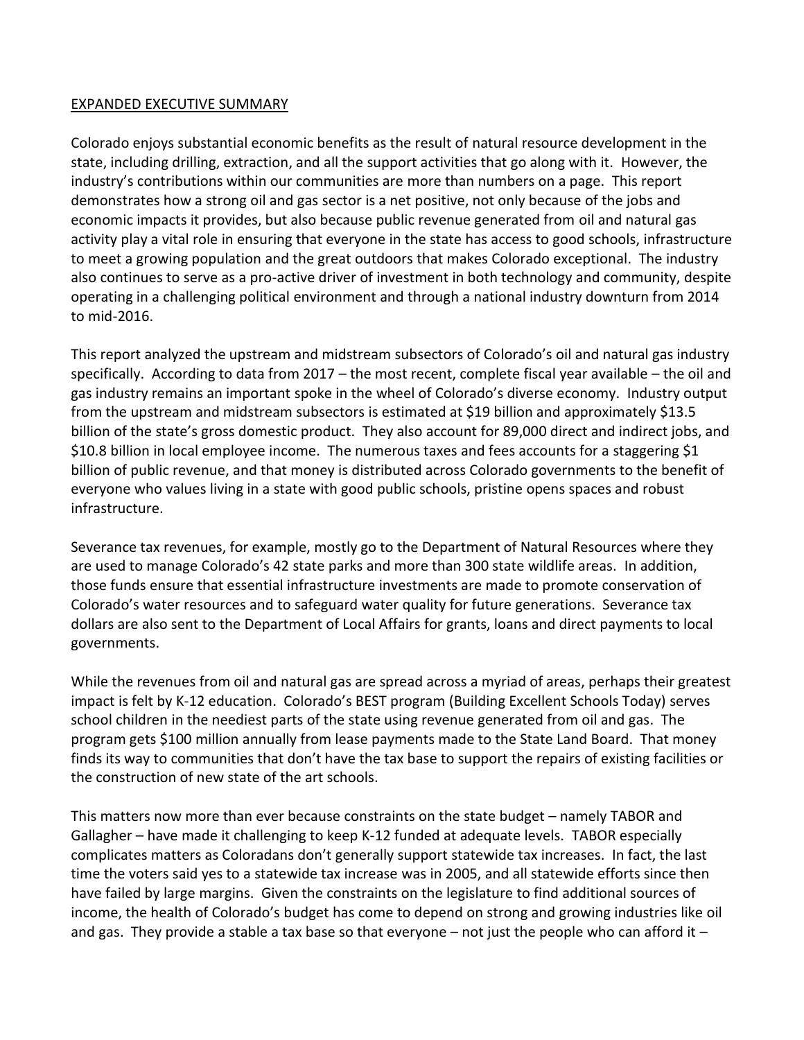EXPANDED EXECUTIVE SUMMARY

Colorado enjoys substantial economic benefits as the result of natural resource development in the state, including drilling, extraction, and all the support activities that go along with it. However, the industry's contributions within our communities are more than numbers on a page. This report demonstrates how a strong oil and gas sector is a net positive, not only because of the jobs and economic impacts it provides, but also because public revenue generated from oil and natural gas activity play a vital role in ensuring that everyone in the state has access to good schools, infrastructure to meet a growing population and the great outdoors that makes Colorado exceptional. The industry also continues to serve as a pro-active driver of investment in both technology and community, despite operating in a challenging political environment and through a national industry downturn from 2014 to mid-2016.

This report analyzed the upstream and midstream subsectors of Colorado's oil and natural gas industry specifically. According to data from 2017 – the most recent, complete fiscal year available – the oil and gas industry remains an important spoke in the wheel of Colorado's diverse economy. Industry output from the upstream and midstream subsectors is estimated at $19 billion and approximately $13.5 billion of the state's gross domestic product. They also account for 89,000 direct and indirect jobs, and $10.8 billion in local employee income. The numerous taxes and fees accounts for a staggering $1 billion of public revenue, and that money is distributed across Colorado governments to the benefit of everyone who values living in a state with good public schools, pristine opens spaces and robust infrastructure.

Severance tax revenues, for example, mostly go to the Department of Natural Resources where they are used to manage Colorado's 42 state parks and more than 300 state wildlife areas. In addition, those funds ensure that essential infrastructure investments are made to promote conservation of Colorado's water resources and to safeguard water quality for future generations. Severance tax dollars are also sent to the Department of Local Affairs for grants, loans and direct payments to local governments.

While the revenues from oil and natural gas are spread across a myriad of areas, perhaps their greatest impact is felt by K-12 education. Colorado's BEST program (Building Excellent Schools Today) serves school children in the neediest parts of the state using revenue generated from oil and gas. The program gets $100 million annually from lease payments made to the State Land Board. That money finds its way to communities that don't have the tax base to support the repairs of existing facilities or the construction of new state of the art schools.

This matters now more than ever because constraints on the state budget – namely TABOR and Gallagher – have made it challenging to keep K-12 funded at adequate levels. TABOR especially complicates matters as Coloradans don't generally support statewide tax increases. In fact, the last time the voters said yes to a statewide tax increase was in 2005, and all statewide efforts since then have failed by large margins. Given the constraints on the legislature to find additional sources of income, the health of Colorado's budget has come to depend on strong and growing industries like oil and gas. They provide a stable a tax base so that everyone – not just the people who can afford it –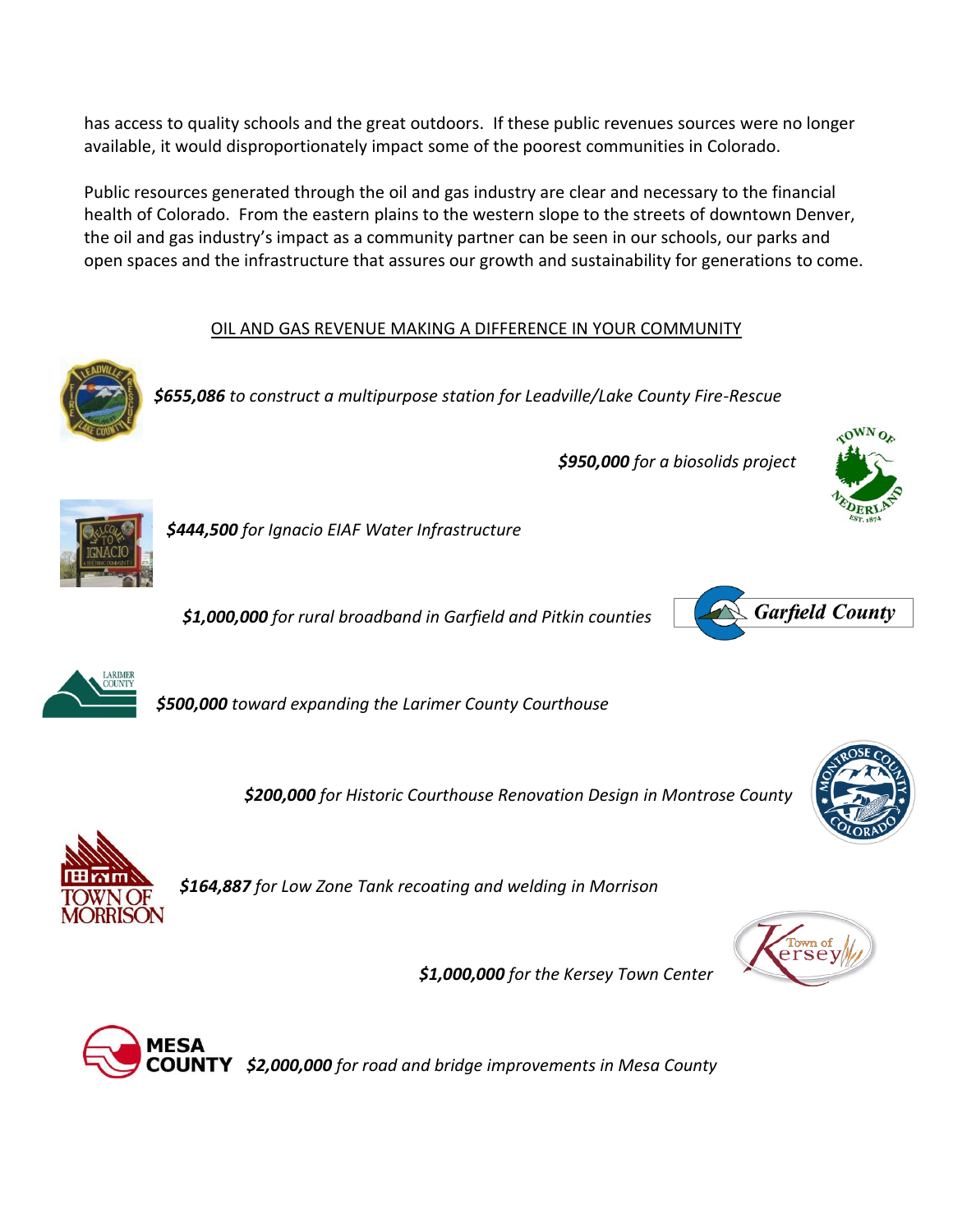has access to quality schools and the great outdoors. If these public revenues sources were no longer available, it would disproportionately impact some of the poorest communities in Colorado.

Public resources generated through the oil and gas industry are clear and necessary to the financial health of Colorado. From the eastern plains to the western slope to the streets of downtown Denver, the oil and gas industry's impact as a community partner can be seen in our schools, our parks and open spaces and the infrastructure that assures our growth and sustainability for generations to come.

## OIL AND GAS REVENUE MAKING A DIFFERENCE IN YOUR COMMUNITY

***$655,086*** *to construct a multipurpose station for Leadville/Lake County Fire-Rescue*

***$950,000*** *for a biosolids project*

***$444,500*** *for Ignacio EIAF Water Infrastructure*

***$1,000,000*** *for rural broadband in Garfield and Pitkin counties*

***$500,000*** *toward expanding the Larimer County Courthouse*

***$200,000*** *for Historic Courthouse Renovation Design in Montrose County*

***$164,887*** *for Low Zone Tank recoating and welding in Morrison*

***$1,000,000*** *for the Kersey Town Center*

***$2,000,000*** *for road and bridge improvements in Mesa County*